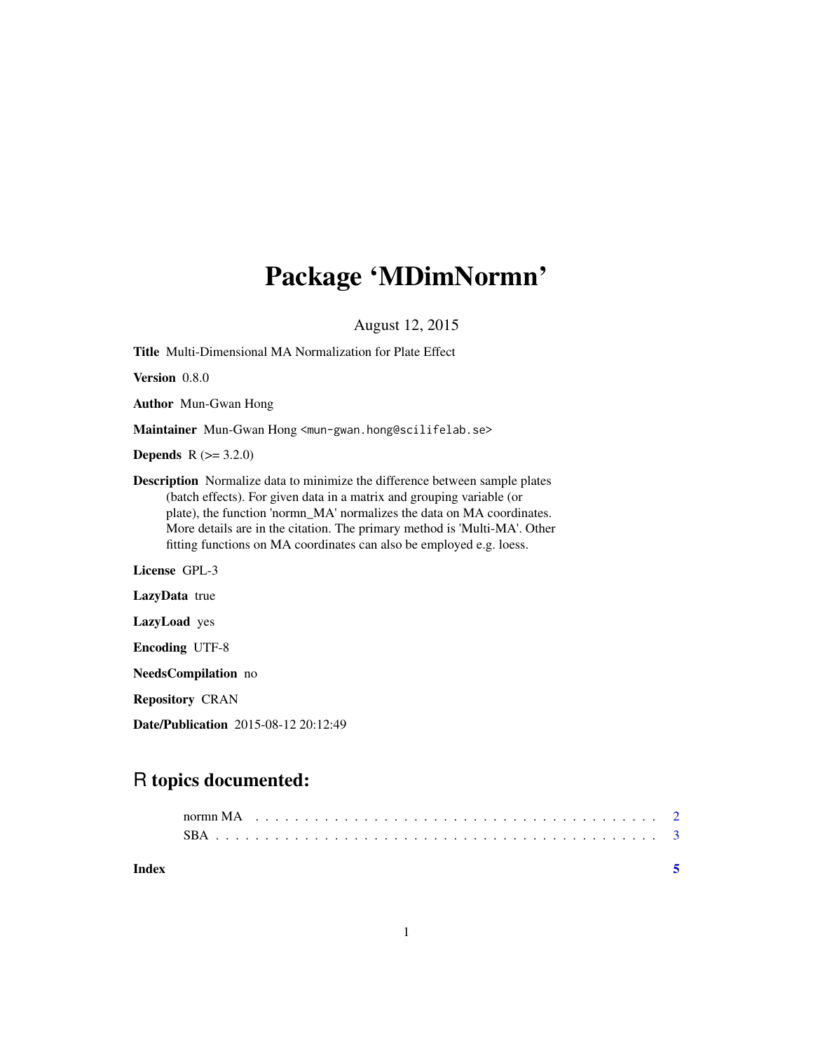# Package 'MDimNormn'

August 12, 2015

**Title** Multi-Dimensional MA Normalization for Plate Effect

**Version** 0.8.0

**Author** Mun-Gwan Hong

**Maintainer** Mun-Gwan Hong <mun-gwan.hong@scilifelab.se>

**Depends** R (>= 3.2.0)

**Description** Normalize data to minimize the difference between sample plates (batch effects). For given data in a matrix and grouping variable (or plate), the function 'normn_MA' normalizes the data on MA coordinates. More details are in the citation. The primary method is 'Multi-MA'. Other fitting functions on MA coordinates can also be employed e.g. loess.

**License** GPL-3

**LazyData** true

**LazyLoad** yes

**Encoding** UTF-8

**NeedsCompilation** no

**Repository** CRAN

**Date/Publication** 2015-08-12 20:12:49

## R topics documented:

normn MA . . . . . . . . . . . . . . . . . . . . . . . . . . . . . . . . . . . . . . . . 2
SBA . . . . . . . . . . . . . . . . . . . . . . . . . . . . . . . . . . . . . . . . . . . 3

**Index** 5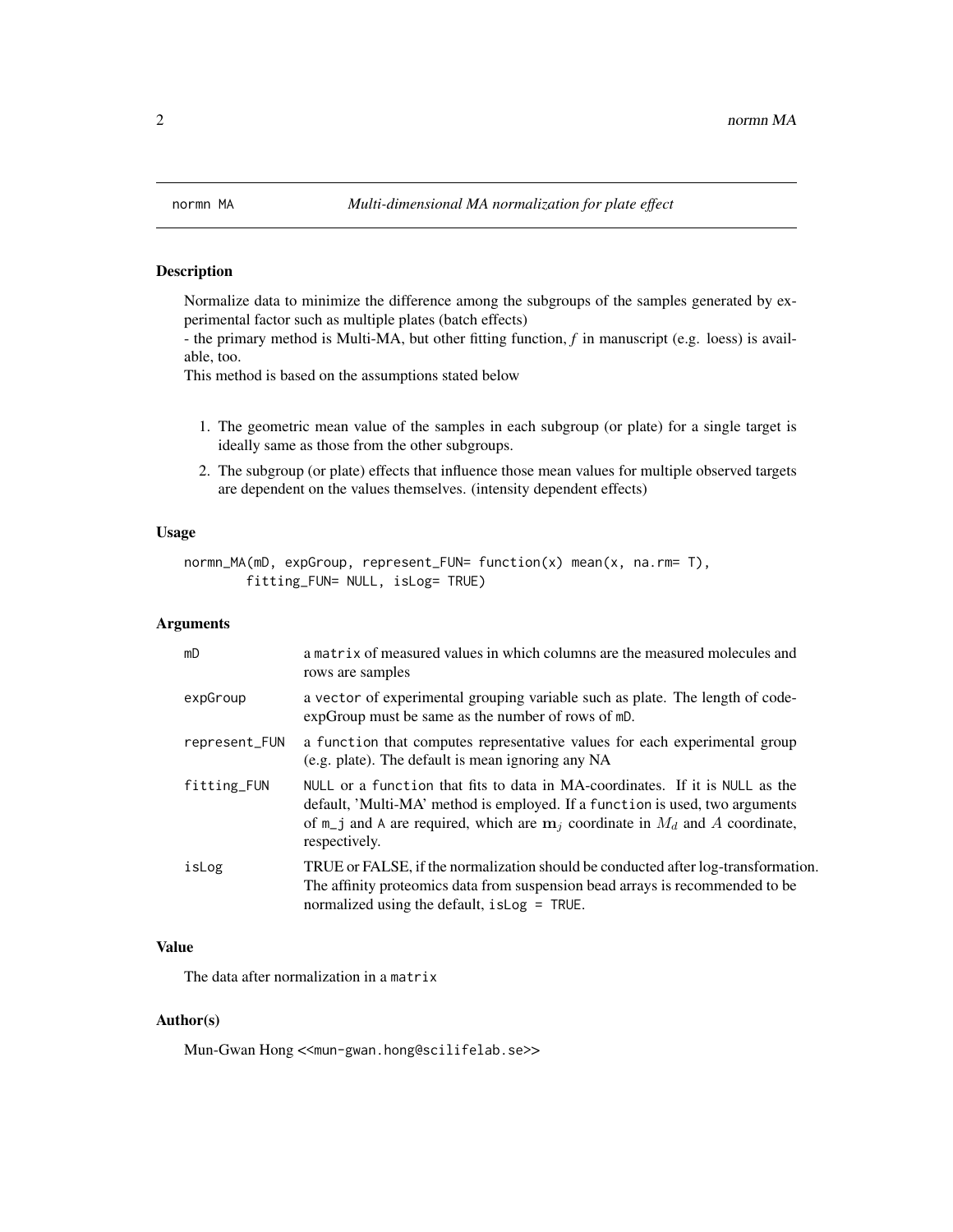normn MA — *Multi-dimensional MA normalization for plate effect*

## Description

Normalize data to minimize the difference among the subgroups of the samples generated by experimental factor such as multiple plates (batch effects)
- the primary method is Multi-MA, but other fitting function, $f$ in manuscript (e.g. loess) is available, too.
This method is based on the assumptions stated below

1. The geometric mean value of the samples in each subgroup (or plate) for a single target is ideally same as those from the other subgroups.
2. The subgroup (or plate) effects that influence those mean values for multiple observed targets are dependent on the values themselves. (intensity dependent effects)

## Usage

```
normn_MA(mD, expGroup, represent_FUN= function(x) mean(x, na.rm= T),
        fitting_FUN= NULL, isLog= TRUE)
```

## Arguments

| | |
|---|---|
| mD | a matrix of measured values in which columns are the measured molecules and rows are samples |
| expGroup | a vector of experimental grouping variable such as plate. The length of code-expGroup must be same as the number of rows of mD. |
| represent_FUN | a function that computes representative values for each experimental group (e.g. plate). The default is mean ignoring any NA |
| fitting_FUN | NULL or a function that fits to data in MA-coordinates. If it is NULL as the default, 'Multi-MA' method is employed. If a function is used, two arguments of m_j and A are required, which are $\mathbf{m}_j$ coordinate in $M_d$ and $A$ coordinate, respectively. |
| isLog | TRUE or FALSE, if the normalization should be conducted after log-transformation. The affinity proteomics data from suspension bead arrays is recommended to be normalized using the default, isLog = TRUE. |

## Value

The data after normalization in a matrix

## Author(s)

Mun-Gwan Hong <<mun-gwan.hong@scilifelab.se>>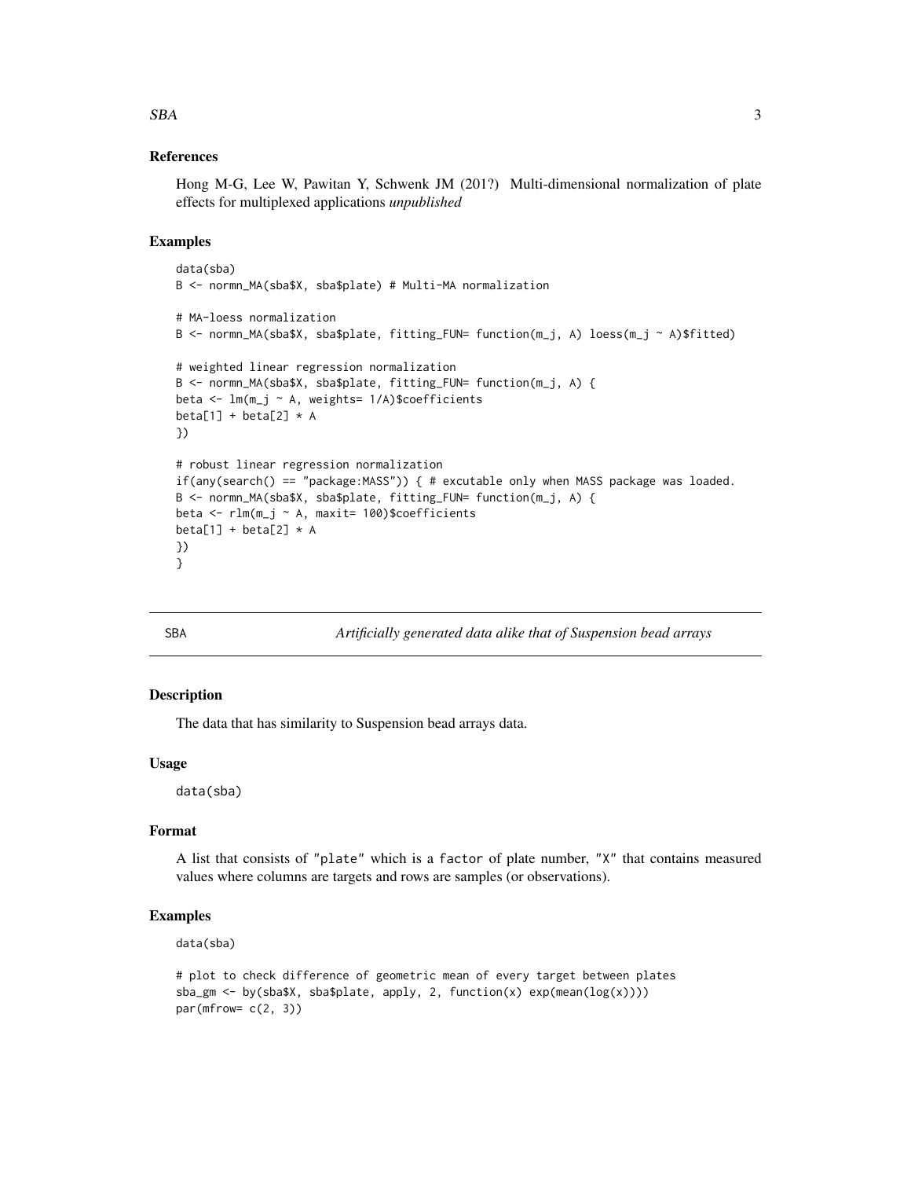### References

Hong M-G, Lee W, Pawitan Y, Schwenk JM (201?) Multi-dimensional normalization of plate effects for multiplexed applications *unpublished*

### Examples

```
data(sba)
B <- normn_MA(sba$X, sba$plate) # Multi-MA normalization

# MA-loess normalization
B <- normn_MA(sba$X, sba$plate, fitting_FUN= function(m_j, A) loess(m_j ~ A)$fitted)

# weighted linear regression normalization
B <- normn_MA(sba$X, sba$plate, fitting_FUN= function(m_j, A) {
beta <- lm(m_j ~ A, weights= 1/A)$coefficients
beta[1] + beta[2] * A
})

# robust linear regression normalization
if(any(search() == "package:MASS")) { # excutable only when MASS package was loaded.
B <- normn_MA(sba$X, sba$plate, fitting_FUN= function(m_j, A) {
beta <- rlm(m_j ~ A, maxit= 100)$coefficients
beta[1] + beta[2] * A
})
}
```

---

## SBA — *Artificially generated data alike that of Suspension bead arrays*

---

### Description

The data that has similarity to Suspension bead arrays data.

### Usage

```
data(sba)
```

### Format

A list that consists of "plate" which is a factor of plate number, "X" that contains measured values where columns are targets and rows are samples (or observations).

### Examples

```
data(sba)

# plot to check difference of geometric mean of every target between plates
sba_gm <- by(sba$X, sba$plate, apply, 2, function(x) exp(mean(log(x))))
par(mfrow= c(2, 3))
```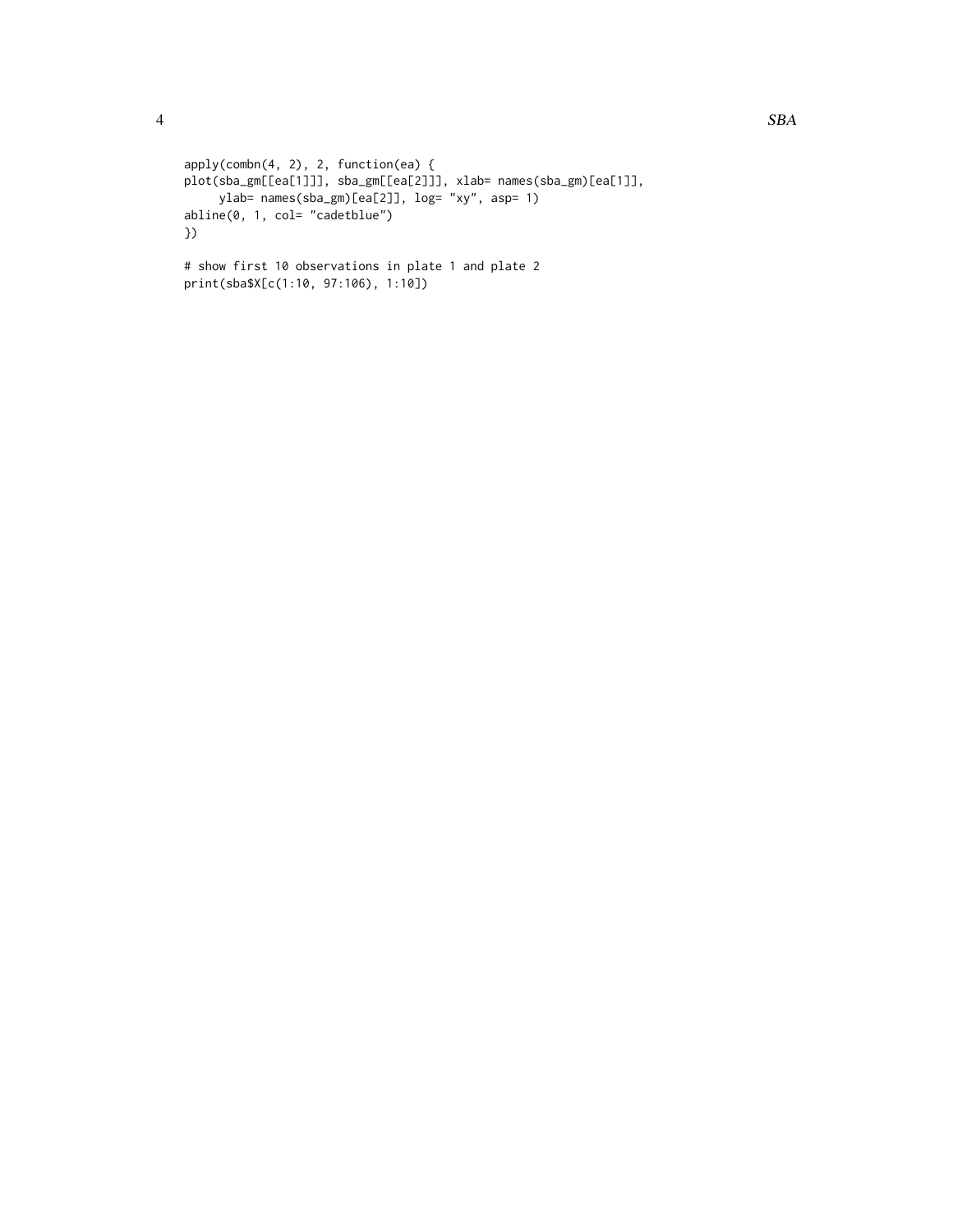```
apply(combn(4, 2), 2, function(ea) {
plot(sba_gm[[ea[1]]], sba_gm[[ea[2]]], xlab= names(sba_gm)[ea[1]],
     ylab= names(sba_gm)[ea[2]], log= "xy", asp= 1)
abline(0, 1, col= "cadetblue")
})

# show first 10 observations in plate 1 and plate 2
print(sba$X[c(1:10, 97:106), 1:10])
```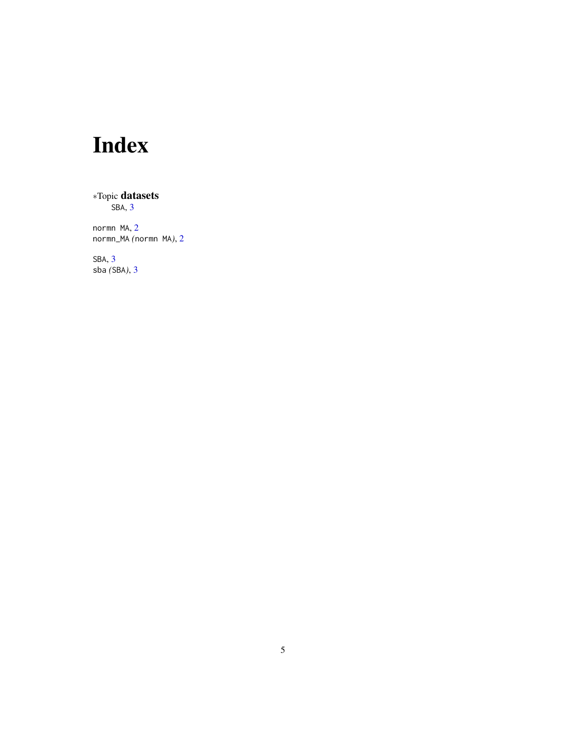# Index

*Topic **datasets**
    SBA, 3

normn MA, 2
normn_MA (normn MA), 2

SBA, 3
sba (SBA), 3